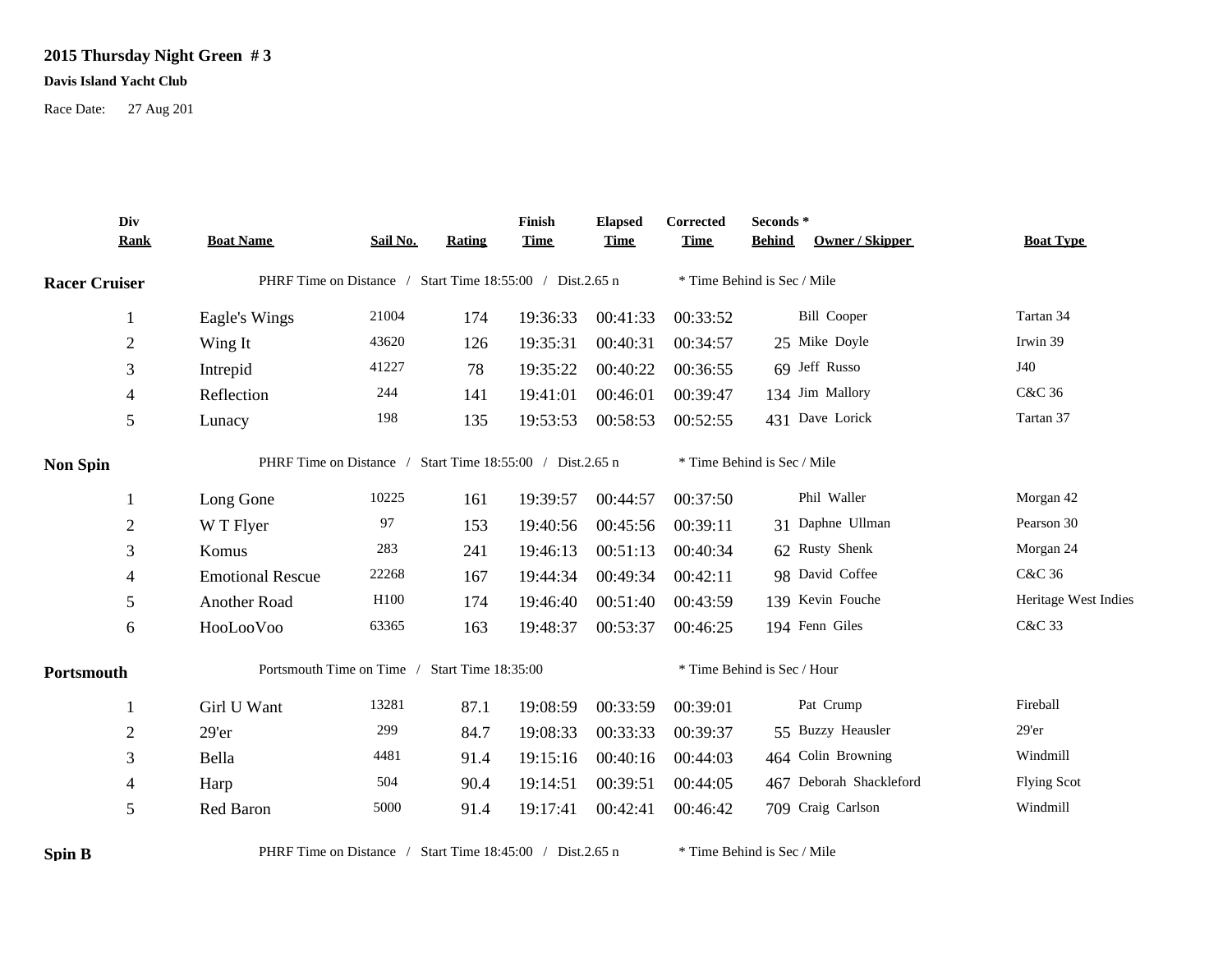# 2015 Thursday Night Green # 3

**Davis Island Yacht Club**

Race Date: 27 Aug 201

| Div Rank | Boat Name | Sail No. | Rating | Finish Time | Elapsed Time | Corrected Time | Seconds * Behind | Owner / Skipper | Boat Type |
|---|---|---|---|---|---|---|---|---|---|
| **Racer Cruiser** | PHRF Time on Distance / Start Time 18:55:00 / Dist.2.65 n | | | | | * Time Behind is Sec / Mile | | | |
| 1 | Eagle's Wings | 21004 | 174 | 19:36:33 | 00:41:33 | 00:33:52 | | Bill Cooper | Tartan 34 |
| 2 | Wing It | 43620 | 126 | 19:35:31 | 00:40:31 | 00:34:57 | 25 | Mike Doyle | Irwin 39 |
| 3 | Intrepid | 41227 | 78 | 19:35:22 | 00:40:22 | 00:36:55 | 69 | Jeff Russo | J40 |
| 4 | Reflection | 244 | 141 | 19:41:01 | 00:46:01 | 00:39:47 | 134 | Jim Mallory | C&C 36 |
| 5 | Lunacy | 198 | 135 | 19:53:53 | 00:58:53 | 00:52:55 | 431 | Dave Lorick | Tartan 37 |
| **Non Spin** | PHRF Time on Distance / Start Time 18:55:00 / Dist.2.65 n | | | | | * Time Behind is Sec / Mile | | | |
| 1 | Long Gone | 10225 | 161 | 19:39:57 | 00:44:57 | 00:37:50 | | Phil Waller | Morgan 42 |
| 2 | W T Flyer | 97 | 153 | 19:40:56 | 00:45:56 | 00:39:11 | 31 | Daphne Ullman | Pearson 30 |
| 3 | Komus | 283 | 241 | 19:46:13 | 00:51:13 | 00:40:34 | 62 | Rusty Shenk | Morgan 24 |
| 4 | Emotional Rescue | 22268 | 167 | 19:44:34 | 00:49:34 | 00:42:11 | 98 | David Coffee | C&C 36 |
| 5 | Another Road | H100 | 174 | 19:46:40 | 00:51:40 | 00:43:59 | 139 | Kevin Fouche | Heritage West Indies |
| 6 | HooLooVoo | 63365 | 163 | 19:48:37 | 00:53:37 | 00:46:25 | 194 | Fenn Giles | C&C 33 |
| **Portsmouth** | Portsmouth Time on Time / Start Time 18:35:00 | | | | | * Time Behind is Sec / Hour | | | |
| 1 | Girl U Want | 13281 | 87.1 | 19:08:59 | 00:33:59 | 00:39:01 | | Pat Crump | Fireball |
| 2 | 29'er | 299 | 84.7 | 19:08:33 | 00:33:33 | 00:39:37 | 55 | Buzzy Heausler | 29'er |
| 3 | Bella | 4481 | 91.4 | 19:15:16 | 00:40:16 | 00:44:03 | 464 | Colin Browning | Windmill |
| 4 | Harp | 504 | 90.4 | 19:14:51 | 00:39:51 | 00:44:05 | 467 | Deborah Shackleford | Flying Scot |
| 5 | Red Baron | 5000 | 91.4 | 19:17:41 | 00:42:41 | 00:46:42 | 709 | Craig Carlson | Windmill |
| **Spin B** | PHRF Time on Distance / Start Time 18:45:00 / Dist.2.65 n | | | | | * Time Behind is Sec / Mile | | | |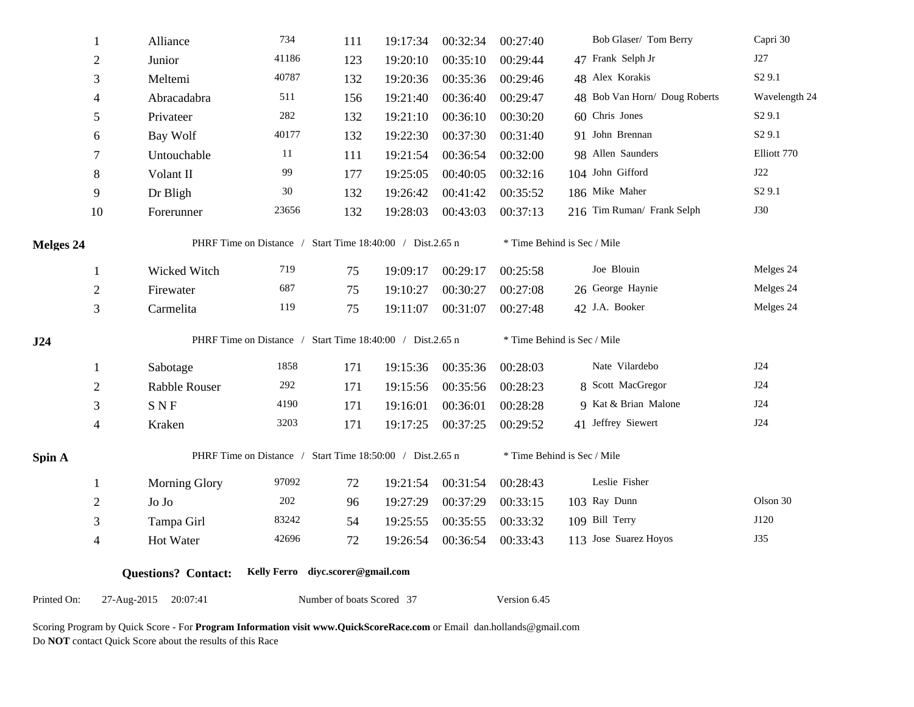| | | | | | | | | | |
|---|---|---|---|---|---|---|---|---|---|
| 1 | Alliance | 734 | 111 | 19:17:34 | 00:32:34 | 00:27:40 | | Bob Glaser/ Tom Berry | Capri 30 |
| 2 | Junior | 41186 | 123 | 19:20:10 | 00:35:10 | 00:29:44 | 47 | Frank Selph Jr | J27 |
| 3 | Meltemi | 40787 | 132 | 19:20:36 | 00:35:36 | 00:29:46 | 48 | Alex Korakis | S2 9.1 |
| 4 | Abracadabra | 511 | 156 | 19:21:40 | 00:36:40 | 00:29:47 | 48 | Bob Van Horn/ Doug Roberts | Wavelength 24 |
| 5 | Privateer | 282 | 132 | 19:21:10 | 00:36:10 | 00:30:20 | 60 | Chris Jones | S2 9.1 |
| 6 | Bay Wolf | 40177 | 132 | 19:22:30 | 00:37:30 | 00:31:40 | 91 | John Brennan | S2 9.1 |
| 7 | Untouchable | 11 | 111 | 19:21:54 | 00:36:54 | 00:32:00 | 98 | Allen Saunders | Elliott 770 |
| 8 | Volant II | 99 | 177 | 19:25:05 | 00:40:05 | 00:32:16 | 104 | John Gifford | J22 |
| 9 | Dr Bligh | 30 | 132 | 19:26:42 | 00:41:42 | 00:35:52 | 186 | Mike Maher | S2 9.1 |
| 10 | Forerunner | 23656 | 132 | 19:28:03 | 00:43:03 | 00:37:13 | 216 | Tim Ruman/ Frank Selph | J30 |

**Melges 24** PHRF Time on Distance / Start Time 18:40:00 / Dist.2.65 n * Time Behind is Sec / Mile

| | | | | | | | | | |
|---|---|---|---|---|---|---|---|---|---|
| 1 | Wicked Witch | 719 | 75 | 19:09:17 | 00:29:17 | 00:25:58 | | Joe Blouin | Melges 24 |
| 2 | Firewater | 687 | 75 | 19:10:27 | 00:30:27 | 00:27:08 | 26 | George Haynie | Melges 24 |
| 3 | Carmelita | 119 | 75 | 19:11:07 | 00:31:07 | 00:27:48 | 42 | J.A. Booker | Melges 24 |

**J24** PHRF Time on Distance / Start Time 18:40:00 / Dist.2.65 n * Time Behind is Sec / Mile

| | | | | | | | | | |
|---|---|---|---|---|---|---|---|---|---|
| 1 | Sabotage | 1858 | 171 | 19:15:36 | 00:35:36 | 00:28:03 | | Nate Vilardebo | J24 |
| 2 | Rabble Rouser | 292 | 171 | 19:15:56 | 00:35:56 | 00:28:23 | 8 | Scott MacGregor | J24 |
| 3 | S N F | 4190 | 171 | 19:16:01 | 00:36:01 | 00:28:28 | 9 | Kat & Brian Malone | J24 |
| 4 | Kraken | 3203 | 171 | 19:17:25 | 00:37:25 | 00:29:52 | 41 | Jeffrey Siewert | J24 |

**Spin A** PHRF Time on Distance / Start Time 18:50:00 / Dist.2.65 n * Time Behind is Sec / Mile

| | | | | | | | | | |
|---|---|---|---|---|---|---|---|---|---|
| 1 | Morning Glory | 97092 | 72 | 19:21:54 | 00:31:54 | 00:28:43 | | Leslie Fisher | |
| 2 | Jo Jo | 202 | 96 | 19:27:29 | 00:37:29 | 00:33:15 | 103 | Ray Dunn | Olson 30 |
| 3 | Tampa Girl | 83242 | 54 | 19:25:55 | 00:35:55 | 00:33:32 | 109 | Bill Terry | J120 |
| 4 | Hot Water | 42696 | 72 | 19:26:54 | 00:36:54 | 00:33:43 | 113 | Jose Suarez Hoyos | J35 |

**Questions? Contact:** **Kelly Ferro diyc.scorer@gmail.com**

Printed On: 27-Aug-2015 20:07:41 Number of boats Scored 37 Version 6.45

Scoring Program by Quick Score - For **Program Information visit www.QuickScoreRace.com** or Email dan.hollands@gmail.com
Do **NOT** contact Quick Score about the results of this Race